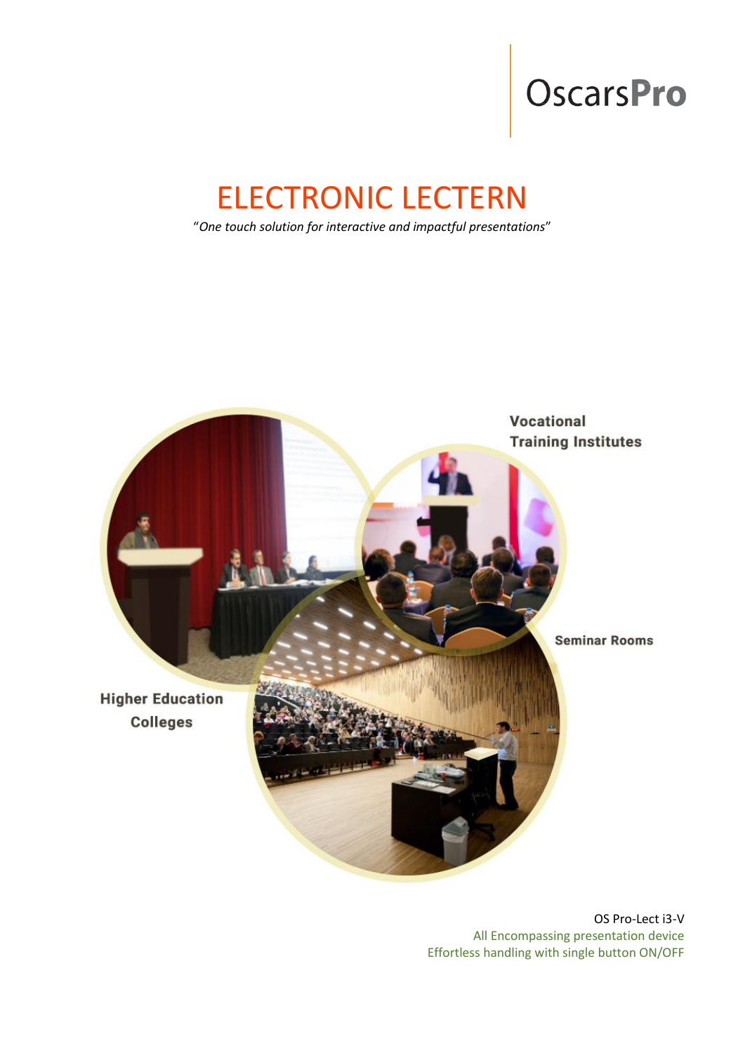OscarsPro

# ELECTRONIC LECTERN

"*One touch solution for interactive and impactful presentations*"

Vocational Training Institutes

Seminar Rooms

Higher Education Colleges

OS Pro-Lect i3-V

All Encompassing presentation device

Effortless handling with single button ON/OFF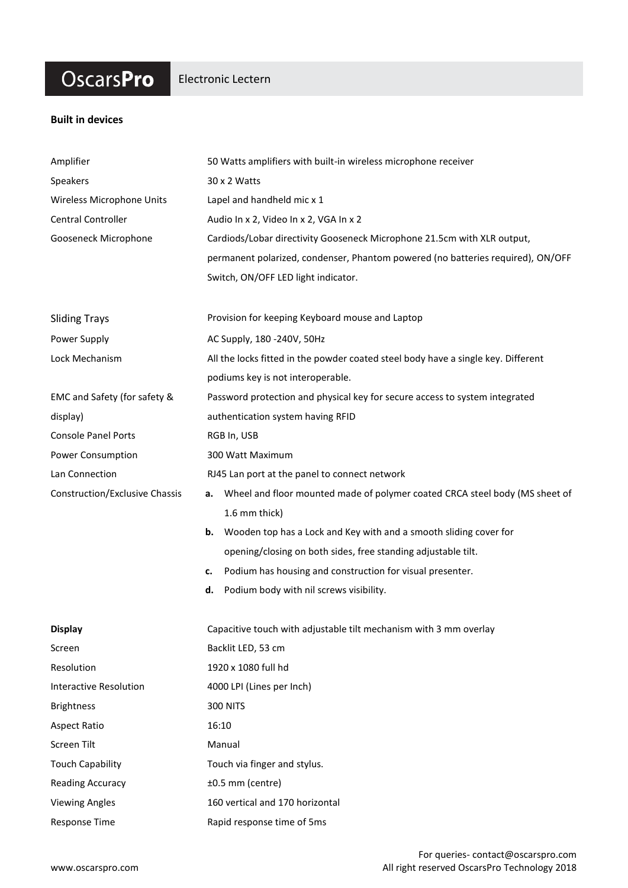# OscarsPro Electronic Lectern

**Built in devices**

| | |
|---|---|
| Amplifier | 50 Watts amplifiers with built-in wireless microphone receiver |
| Speakers | 30 x 2 Watts |
| Wireless Microphone Units | Lapel and handheld mic x 1 |
| Central Controller | Audio In x 2, Video In x 2, VGA In x 2 |
| Gooseneck Microphone | Cardiods/Lobar directivity Gooseneck Microphone 21.5cm with XLR output, permanent polarized, condenser, Phantom powered (no batteries required), ON/OFF Switch, ON/OFF LED light indicator. |
| Sliding Trays | Provision for keeping Keyboard mouse and Laptop |
| Power Supply | AC Supply, 180 -240V, 50Hz |
| Lock Mechanism | All the locks fitted in the powder coated steel body have a single key. Different podiums key is not interoperable. |
| EMC and Safety (for safety & display) | Password protection and physical key for secure access to system integrated authentication system having RFID |
| Console Panel Ports | RGB In, USB |
| Power Consumption | 300 Watt Maximum |
| Lan Connection | RJ45 Lan port at the panel to connect network |
| Construction/Exclusive Chassis | **a.** Wheel and floor mounted made of polymer coated CRCA steel body (MS sheet of 1.6 mm thick)<br>**b.** Wooden top has a Lock and Key with and a smooth sliding cover for opening/closing on both sides, free standing adjustable tilt.<br>**c.** Podium has housing and construction for visual presenter.<br>**d.** Podium body with nil screws visibility. |

| | |
|---|---|
| **Display** | Capacitive touch with adjustable tilt mechanism with 3 mm overlay |
| Screen | Backlit LED, 53 cm |
| Resolution | 1920 x 1080 full hd |
| Interactive Resolution | 4000 LPI (Lines per Inch) |
| Brightness | 300 NITS |
| Aspect Ratio | 16:10 |
| Screen Tilt | Manual |
| Touch Capability | Touch via finger and stylus. |
| Reading Accuracy | ±0.5 mm (centre) |
| Viewing Angles | 160 vertical and 170 horizontal |
| Response Time | Rapid response time of 5ms |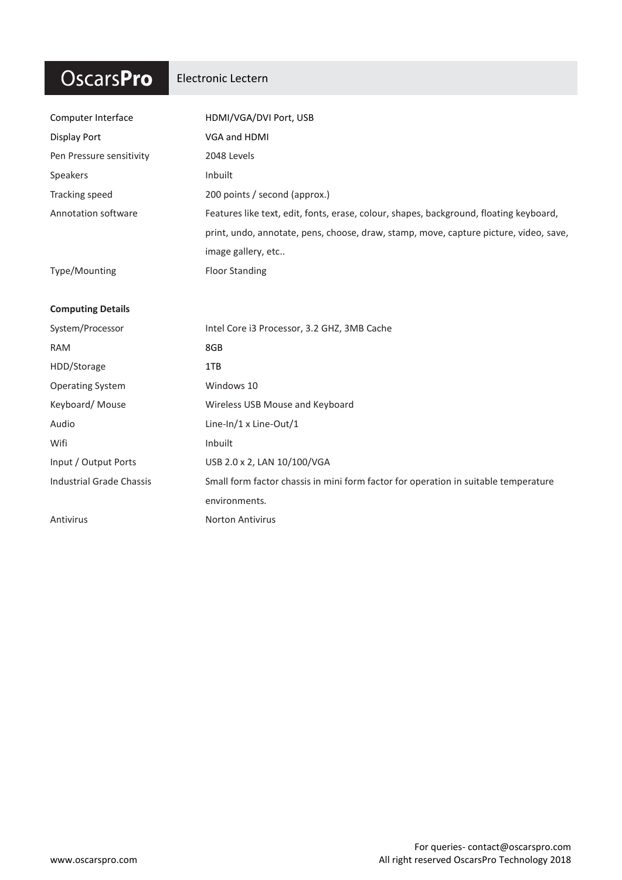# OscarsPro — Electronic Lectern

| | |
|---|---|
| Computer Interface | HDMI/VGA/DVI Port, USB |
| Display Port | VGA and HDMI |
| Pen Pressure sensitivity | 2048 Levels |
| Speakers | Inbuilt |
| Tracking speed | 200 points / second (approx.) |
| Annotation software | Features like text, edit, fonts, erase, colour, shapes, background, floating keyboard, print, undo, annotate, pens, choose, draw, stamp, move, capture picture, video, save, image gallery, etc.. |
| Type/Mounting | Floor Standing |

**Computing Details**

| | |
|---|---|
| System/Processor | Intel Core i3 Processor, 3.2 GHZ, 3MB Cache |
| RAM | 8GB |
| HDD/Storage | 1TB |
| Operating System | Windows 10 |
| Keyboard/ Mouse | Wireless USB Mouse and Keyboard |
| Audio | Line-In/1 x Line-Out/1 |
| Wifi | Inbuilt |
| Input / Output Ports | USB 2.0 x 2, LAN 10/100/VGA |
| Industrial Grade Chassis | Small form factor chassis in mini form factor for operation in suitable temperature environments. |
| Antivirus | Norton Antivirus |